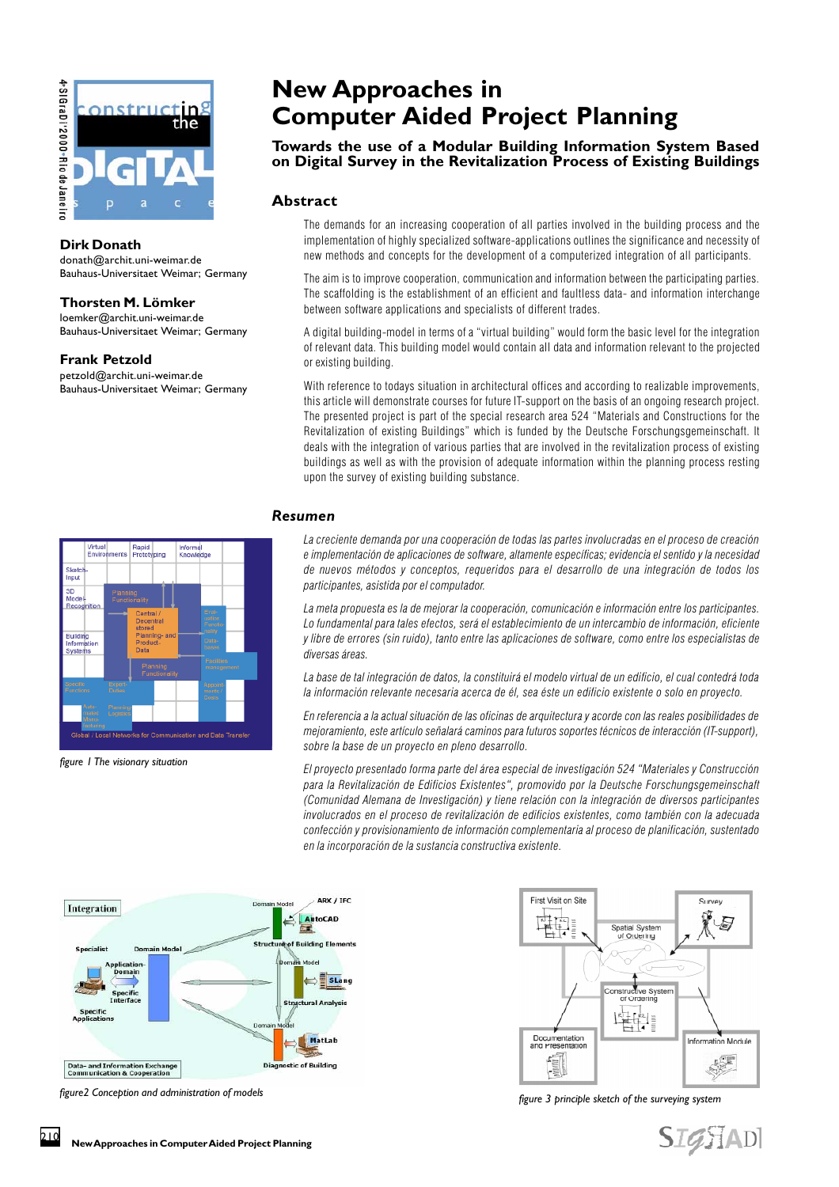# New Approaches in Computer Aided Project Planning

## Towards the use of a Modular Building Information System Based on Digital Survey in the Revitalization Process of Existing Buildings

**Dirk Donath**
donath@archit.uni-weimar.de
Bauhaus-Universitaet Weimar; Germany

**Thorsten M. Lömker**
loemker@archit.uni-weimar.de
Bauhaus-Universitaet Weimar; Germany

**Frank Petzold**
petzold@archit.uni-weimar.de
Bauhaus-Universitaet Weimar; Germany

## Abstract

The demands for an increasing cooperation of all parties involved in the building process and the implementation of highly specialized software-applications outlines the significance and necessity of new methods and concepts for the development of a computerized integration of all participants.

The aim is to improve cooperation, communication and information between the participating parties. The scaffolding is the establishment of an efficient and faultless data- and information interchange between software applications and specialists of different trades.

A digital building-model in terms of a "virtual building" would form the basic level for the integration of relevant data. This building model would contain all data and information relevant to the projected or existing building.

With reference to todays situation in architectural offices and according to realizable improvements, this article will demonstrate courses for future IT-support on the basis of an ongoing research project. The presented project is part of the special research area 524 "Materials and Constructions for the Revitalization of existing Buildings" which is funded by the Deutsche Forschungsgemeinschaft. It deals with the integration of various parties that are involved in the revitalization process of existing buildings as well as with the provision of adequate information within the planning process resting upon the survey of existing building substance.

## *Resumen*

*La creciente demanda por una cooperación de todas las partes involucradas en el proceso de creación e implementación de aplicaciones de software, altamente específicas; evidencia el sentido y la necesidad de nuevos métodos y conceptos, requeridos para el desarrollo de una integración de todos los participantes, asistida por el computador.*

*La meta propuesta es la de mejorar la cooperación, comunicación e información entre los participantes. Lo fundamental para tales efectos, será el establecimiento de un intercambio de información, eficiente y libre de errores (sin ruido), tanto entre las aplicaciones de software, como entre los especialistas de diversas áreas.*

*La base de tal integración de datos, la constituirá el modelo virtual de un edificio, el cual contedrá toda la información relevante necesaria acerca de él, sea éste un edificio existente o solo en proyecto.*

*En referencia a la actual situación de las oficinas de arquitectura y acorde con las reales posibilidades de mejoramiento, este artículo señalará caminos para futuros soportes técnicos de interacción (IT-support), sobre la base de un proyecto en pleno desarrollo.*

*El proyecto presentado forma parte del área especial de investigación 524 "Materiales y Construcción para la Revitalización de Edificios Existentes", promovido por la Deutsche Forschungsgemeinschaft (Comunidad Alemana de Investigación) y tiene relación con la integración de diversos participantes involucrados en el proceso de revitalización de edificios existentes, como también con la adecuada confección y provisionamiento de información complementaria al proceso de planificación, sustentado en la incorporación de la sustancia constructiva existente.*

*figure 1 The visionary situation*

*figure2 Conception and administration of models*

*figure 3 principle sketch of the surveying system*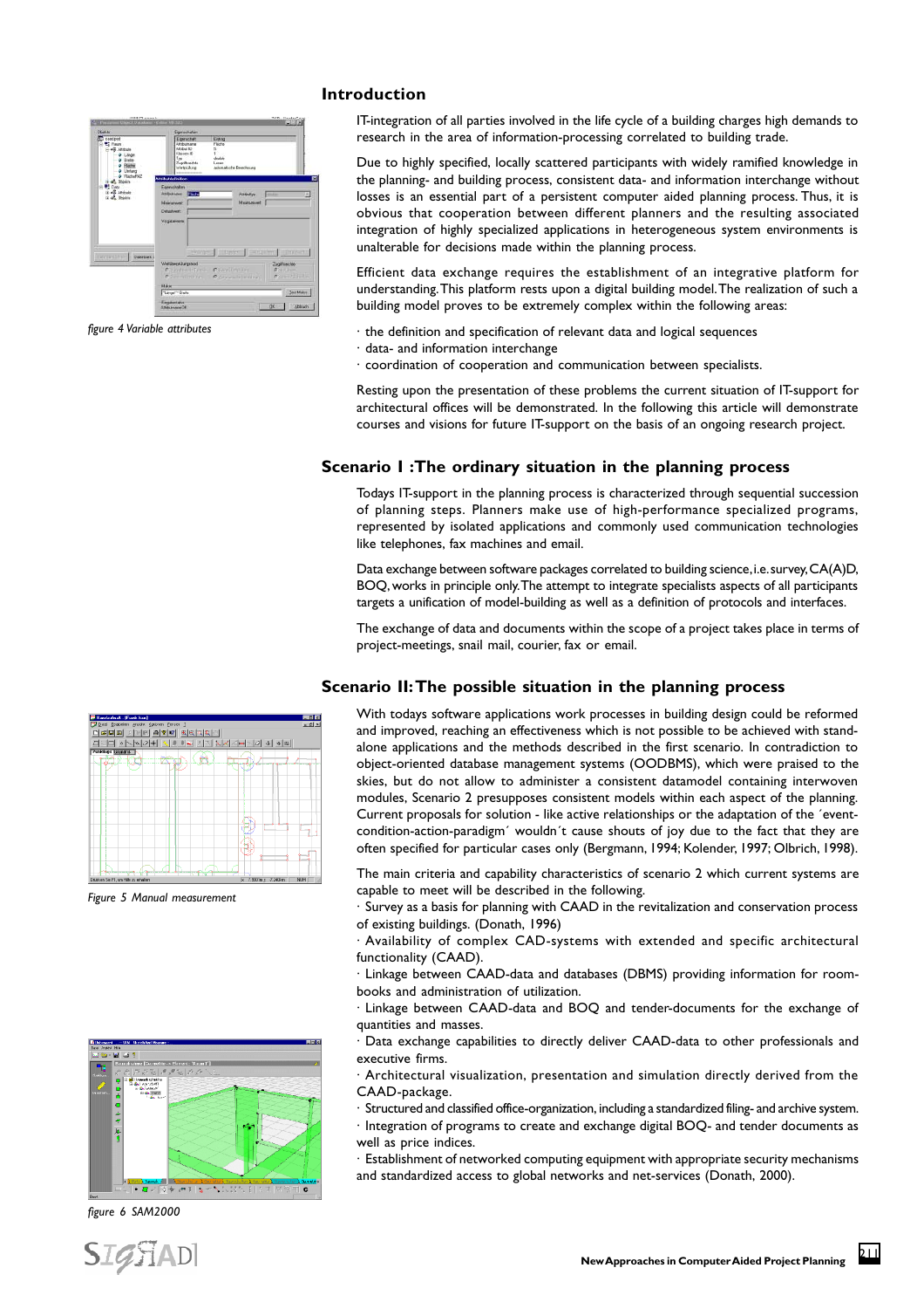## Introduction

IT-integration of all parties involved in the life cycle of a building charges high demands to research in the area of information-processing correlated to building trade.

Due to highly specified, locally scattered participants with widely ramified knowledge in the planning- and building process, consistent data- and information interchange without losses is an essential part of a persistent computer aided planning process. Thus, it is obvious that cooperation between different planners and the resulting associated integration of highly specialized applications in heterogeneous system environments is unalterable for decisions made within the planning process.

Efficient data exchange requires the establishment of an integrative platform for understanding. This platform rests upon a digital building model. The realization of such a building model proves to be extremely complex within the following areas:

· the definition and specification of relevant data and logical sequences
· data- and information interchange
· coordination of cooperation and communication between specialists.

Resting upon the presentation of these problems the current situation of IT-support for architectural offices will be demonstrated. In the following this article will demonstrate courses and visions for future IT-support on the basis of an ongoing research project.

*figure 4 Variable attributes*

## Scenario I :The ordinary situation in the planning process

Todays IT-support in the planning process is characterized through sequential succession of planning steps. Planners make use of high-performance specialized programs, represented by isolated applications and commonly used communication technologies like telephones, fax machines and email.

Data exchange between software packages correlated to building science, i.e. survey, CA(A)D, BOQ, works in principle only. The attempt to integrate specialists aspects of all participants targets a unification of model-building as well as a definition of protocols and interfaces.

The exchange of data and documents within the scope of a project takes place in terms of project-meetings, snail mail, courier, fax or email.

## Scenario II: The possible situation in the planning process

With todays software applications work processes in building design could be reformed and improved, reaching an effectiveness which is not possible to be achieved with stand-alone applications and the methods described in the first scenario. In contradiction to object-oriented database management systems (OODBMS), which were praised to the skies, but do not allow to administer a consistent datamodel containing interwoven modules, Scenario 2 presupposes consistent models within each aspect of the planning. Current proposals for solution - like active relationships or the adaptation of the ´event-condition-action-paradigm´ wouldn´t cause shouts of joy due to the fact that they are often specified for particular cases only (Bergmann, 1994; Kolender, 1997; Olbrich, 1998).

The main criteria and capability characteristics of scenario 2 which current systems are capable to meet will be described in the following.

· Survey as a basis for planning with CAAD in the revitalization and conservation process of existing buildings. (Donath, 1996)
· Availability of complex CAD-systems with extended and specific architectural functionality (CAAD).
· Linkage between CAAD-data and databases (DBMS) providing information for room-books and administration of utilization.
· Linkage between CAAD-data and BOQ and tender-documents for the exchange of quantities and masses.
· Data exchange capabilities to directly deliver CAAD-data to other professionals and executive firms.
· Architectural visualization, presentation and simulation directly derived from the CAAD-package.
· Structured and classified office-organization, including a standardized filing- and archive system.
· Integration of programs to create and exchange digital BOQ- and tender documents as well as price indices.
· Establishment of networked computing equipment with appropriate security mechanisms and standardized access to global networks and net-services (Donath, 2000).

*Figure 5 Manual measurement*

*figure 6 SAM2000*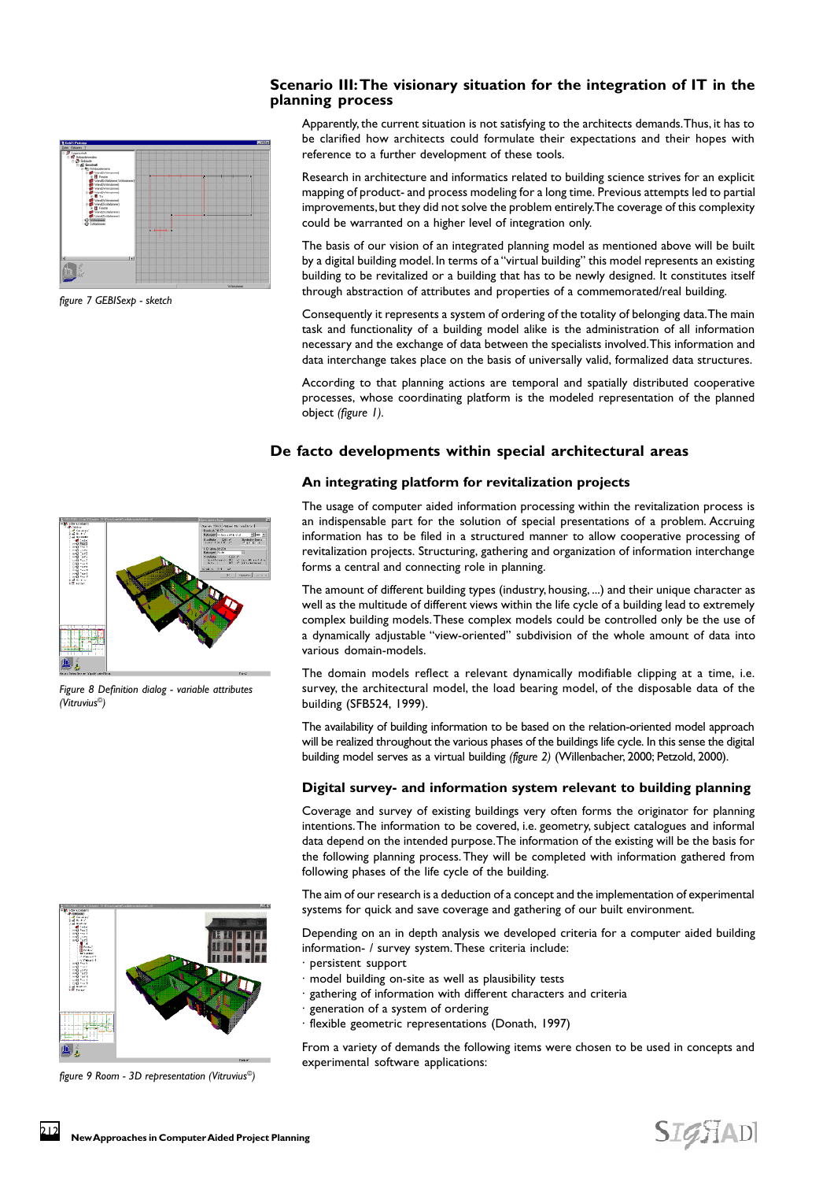## Scenario III: The visionary situation for the integration of IT in the planning process

figure 7 GEBISexp - sketch

Apparently, the current situation is not satisfying to the architects demands. Thus, it has to be clarified how architects could formulate their expectations and their hopes with reference to a further development of these tools.

Research in architecture and informatics related to building science strives for an explicit mapping of product- and process modeling for a long time. Previous attempts led to partial improvements, but they did not solve the problem entirely. The coverage of this complexity could be warranted on a higher level of integration only.

The basis of our vision of an integrated planning model as mentioned above will be built by a digital building model. In terms of a "virtual building" this model represents an existing building to be revitalized or a building that has to be newly designed. It constitutes itself through abstraction of attributes and properties of a commemorated/real building.

Consequently it represents a system of ordering of the totality of belonging data. The main task and functionality of a building model alike is the administration of all information necessary and the exchange of data between the specialists involved. This information and data interchange takes place on the basis of universally valid, formalized data structures.

According to that planning actions are temporal and spatially distributed cooperative processes, whose coordinating platform is the modeled representation of the planned object *(figure 1)*.

## De facto developments within special architectural areas

### An integrating platform for revitalization projects

Figure 8 Definition dialog - variable attributes (Vitruvius©)

The usage of computer aided information processing within the revitalization process is an indispensable part for the solution of special presentations of a problem. Accruing information has to be filed in a structured manner to allow cooperative processing of revitalization projects. Structuring, gathering and organization of information interchange forms a central and connecting role in planning.

The amount of different building types (industry, housing, ...) and their unique character as well as the multitude of different views within the life cycle of a building lead to extremely complex building models. These complex models could be controlled only be the use of a dynamically adjustable "view-oriented" subdivision of the whole amount of data into various domain-models.

The domain models reflect a relevant dynamically modifiable clipping at a time, i.e. survey, the architectural model, the load bearing model, of the disposable data of the building (SFB524, 1999).

The availability of building information to be based on the relation-oriented model approach will be realized throughout the various phases of the buildings life cycle. In this sense the digital building model serves as a virtual building *(figure 2)* (Willenbacher, 2000; Petzold, 2000).

### Digital survey- and information system relevant to building planning

Coverage and survey of existing buildings very often forms the originator for planning intentions. The information to be covered, i.e. geometry, subject catalogues and informal data depend on the intended purpose. The information of the existing will be the basis for the following planning process. They will be completed with information gathered from following phases of the life cycle of the building.

The aim of our research is a deduction of a concept and the implementation of experimental systems for quick and save coverage and gathering of our built environment.

Depending on an in depth analysis we developed criteria for a computer aided building information- / survey system. These criteria include:

· persistent support
· model building on-site as well as plausibility tests
· gathering of information with different characters and criteria
· generation of a system of ordering
· flexible geometric representations (Donath, 1997)

From a variety of demands the following items were chosen to be used in concepts and experimental software applications:

figure 9 Room - 3D representation (Vitruvius©)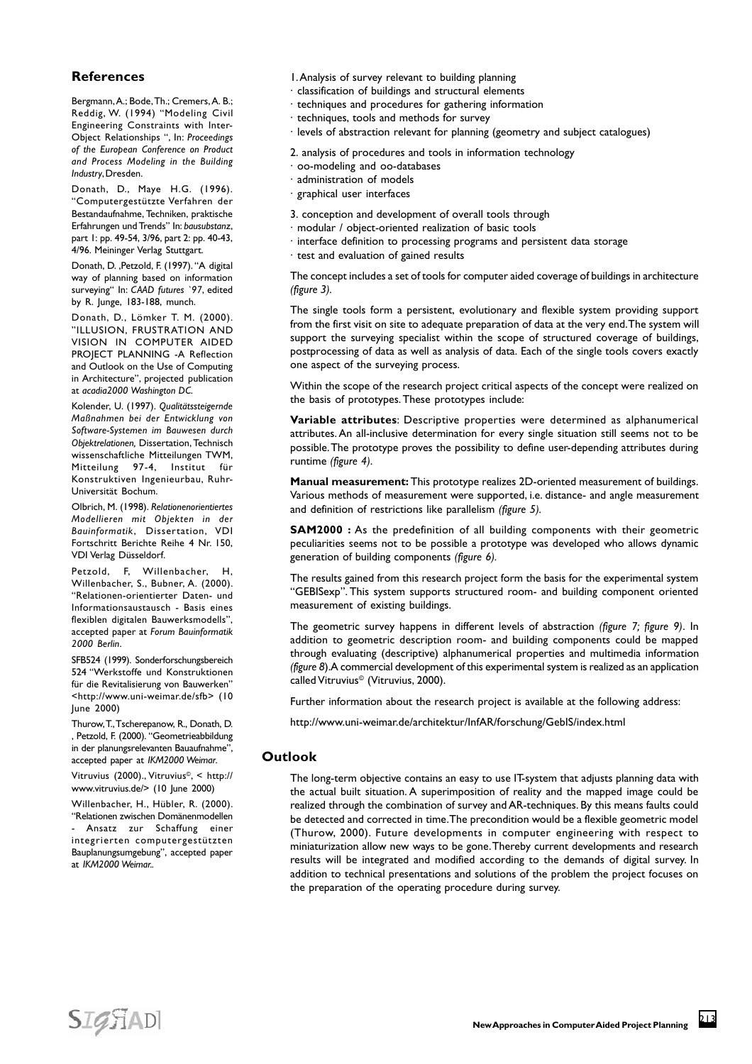## References

Bergmann, A.; Bode, Th.; Cremers, A. B.; Reddig, W. (1994) "Modeling Civil Engineering Constraints with Inter-Object Relationships ", In: *Proceedings of the European Conference on Product and Process Modeling in the Building Industry*, Dresden.

Donath, D., Maye H.G. (1996). "Computergestützte Verfahren der Bestandaufnahme, Techniken, praktische Erfahrungen und Trends" In: *bausubstanz*, part 1: pp. 49-54, 3/96, part 2: pp. 40-43, 4/96. Meininger Verlag Stuttgart.

Donath, D. ,Petzold, F. (1997). "A digital way of planning based on information surveying" In: *CAAD futures `97*, edited by R. Junge, 183-188, munch.

Donath, D., Lömker T. M. (2000). "ILLUSION, FRUSTRATION AND VISION IN COMPUTER AIDED PROJECT PLANNING -A Reflection and Outlook on the Use of Computing in Architecture", projected publication at *acadia2000 Washington DC.*

Kolender, U. (1997). *Qualitätssteigernde Maßnahmen bei der Entwicklung von Software-Systemen im Bauwesen durch Objektrelationen,* Dissertation, Technisch wissenschaftliche Mitteilungen TWM, Mitteilung 97-4, Institut für Konstruktiven Ingenieurbau, Ruhr-Universität Bochum.

Olbrich, M. (1998). *Relationenorientiertes Modellieren mit Objekten in der Bauinformatik*, Dissertation, VDI Fortschritt Berichte Reihe 4 Nr. 150, VDI Verlag Düsseldorf.

Petzold, F, Willenbacher, H, Willenbacher, S., Bubner, A. (2000). "Relationen-orientierter Daten- und Informationsaustausch - Basis eines flexiblen digitalen Bauwerksmodells", accepted paper at *Forum Bauinformatik 2000 Berlin*.

SFB524 (1999). Sonderforschungsbereich 524 "Werkstoffe und Konstruktionen für die Revitalisierung von Bauwerken" <http://www.uni-weimar.de/sfb> (10 June 2000)

Thurow, T., Tscherepanow, R., Donath, D. , Petzold, F. (2000). "Geometrieabbildung in der planungsrelevanten Bauaufnahme", accepted paper at *IKM2000 Weimar*.

Vitruvius (2000)., Vitruvius©, < http://www.vitruvius.de/> (10 June 2000)

Willenbacher, H., Hübler, R. (2000). "Relationen zwischen Domänenmodellen - Ansatz zur Schaffung einer integrierten computergestützten Bauplanungsumgebung", accepted paper at *IKM2000 Weimar.*.

1. Analysis of survey relevant to building planning
- classification of buildings and structural elements
- techniques and procedures for gathering information
- techniques, tools and methods for survey
- levels of abstraction relevant for planning (geometry and subject catalogues)

2. analysis of procedures and tools in information technology
- oo-modeling and oo-databases
- administration of models
- graphical user interfaces

3. conception and development of overall tools through
- modular / object-oriented realization of basic tools
- interface definition to processing programs and persistent data storage
- test and evaluation of gained results

The concept includes a set of tools for computer aided coverage of buildings in architecture *(figure 3)*.

The single tools form a persistent, evolutionary and flexible system providing support from the first visit on site to adequate preparation of data at the very end. The system will support the surveying specialist within the scope of structured coverage of buildings, postprocessing of data as well as analysis of data. Each of the single tools covers exactly one aspect of the surveying process.

Within the scope of the research project critical aspects of the concept were realized on the basis of prototypes. These prototypes include:

**Variable attributes**: Descriptive properties were determined as alphanumerical attributes. An all-inclusive determination for every single situation still seems not to be possible. The prototype proves the possibility to define user-depending attributes during runtime *(figure 4)*.

**Manual measurement:** This prototype realizes 2D-oriented measurement of buildings. Various methods of measurement were supported, i.e. distance- and angle measurement and definition of restrictions like parallelism *(figure 5)*.

**SAM2000 :** As the predefinition of all building components with their geometric peculiarities seems not to be possible a prototype was developed who allows dynamic generation of building components *(figure 6)*.

The results gained from this research project form the basis for the experimental system "GEBISexp". This system supports structured room- and building component oriented measurement of existing buildings.

The geometric survey happens in different levels of abstraction *(figure 7; figure 9)*. In addition to geometric description room- and building components could be mapped through evaluating (descriptive) alphanumerical properties and multimedia information *(figure 8)*. A commercial development of this experimental system is realized as an application called Vitruvius© (Vitruvius, 2000).

Further information about the research project is available at the following address:

http://www.uni-weimar.de/architektur/InfAR/forschung/GebIS/index.html

## Outlook

The long-term objective contains an easy to use IT-system that adjusts planning data with the actual built situation. A superimposition of reality and the mapped image could be realized through the combination of survey and AR-techniques. By this means faults could be detected and corrected in time. The precondition would be a flexible geometric model (Thurow, 2000). Future developments in computer engineering with respect to miniaturization allow new ways to be gone. Thereby current developments and research results will be integrated and modified according to the demands of digital survey. In addition to technical presentations and solutions of the problem the project focuses on the preparation of the operating procedure during survey.